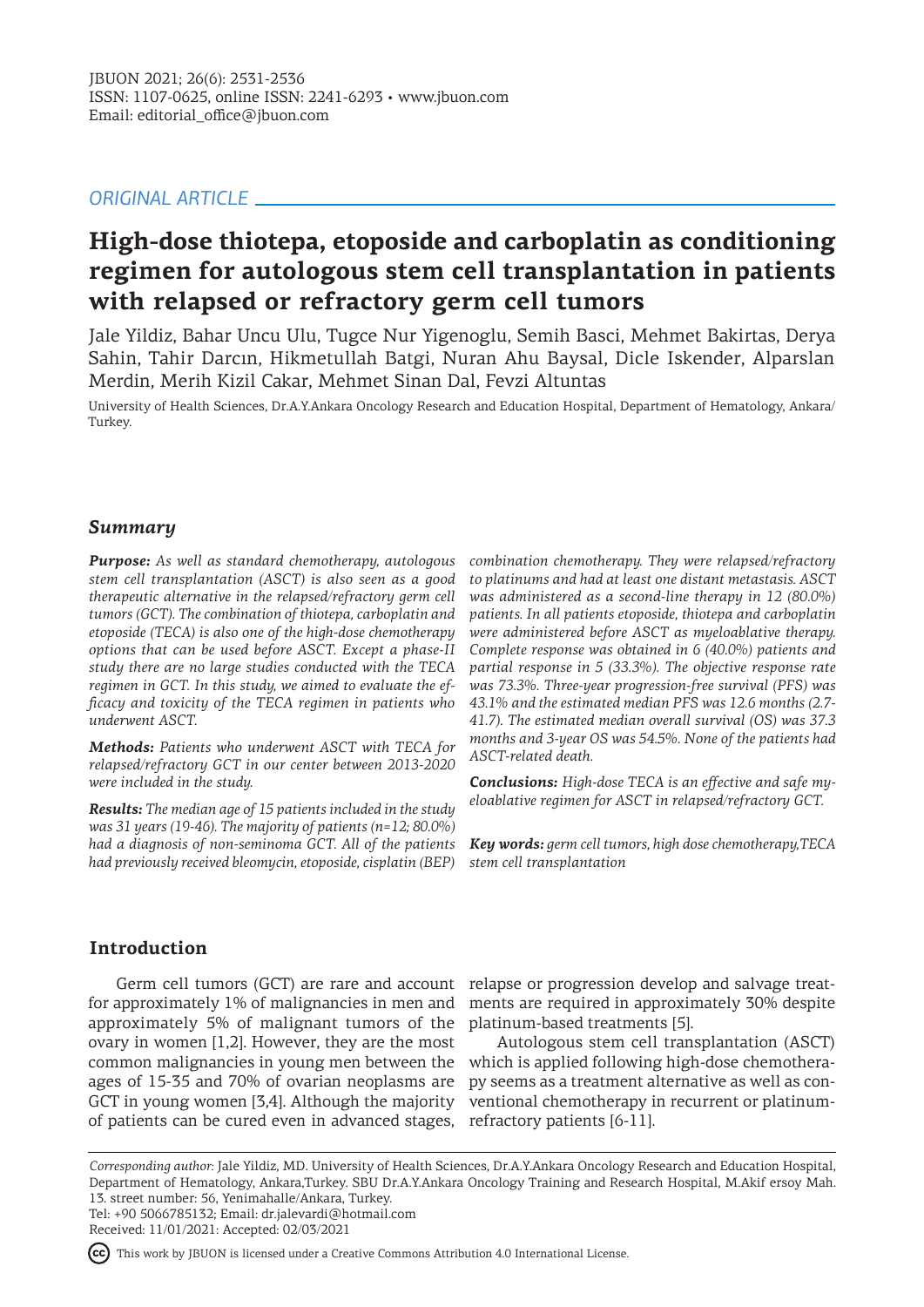ORIGINAL ARTICLE

# High-dose thiotepa, etoposide and carboplatin as conditioning regimen for autologous stem cell transplantation in patients with relapsed or refractory germ cell tumors

Jale Yildiz, Bahar Uncu Ulu, Tugce Nur Yigenoglu, Semih Basci, Mehmet Bakirtas, Derya Sahin, Tahir Darcın, Hikmetullah Batgi, Nuran Ahu Baysal, Dicle Iskender, Alparslan Merdin, Merih Kizil Cakar, Mehmet Sinan Dal, Fevzi Altuntas

University of Health Sciences, Dr.A.Y.Ankara Oncology Research and Education Hospital, Department of Hematology, Ankara/Turkey.

## Summary

***Purpose:*** *As well as standard chemotherapy, autologous stem cell transplantation (ASCT) is also seen as a good therapeutic alternative in the relapsed/refractory germ cell tumors (GCT). The combination of thiotepa, carboplatin and etoposide (TECA) is also one of the high-dose chemotherapy options that can be used before ASCT. Except a phase-II study there are no large studies conducted with the TECA regimen in GCT. In this study, we aimed to evaluate the efficacy and toxicity of the TECA regimen in patients who underwent ASCT.*

***Methods:*** *Patients who underwent ASCT with TECA for relapsed/refractory GCT in our center between 2013-2020 were included in the study.*

***Results:*** *The median age of 15 patients included in the study was 31 years (19-46). The majority of patients (n=12; 80.0%) had a diagnosis of non-seminoma GCT. All of the patients had previously received bleomycin, etoposide, cisplatin (BEP) combination chemotherapy. They were relapsed/refractory to platinums and had at least one distant metastasis. ASCT was administered as a second-line therapy in 12 (80.0%) patients. In all patients etoposide, thiotepa and carboplatin were administered before ASCT as myeloablative therapy. Complete response was obtained in 6 (40.0%) patients and partial response in 5 (33.3%). The objective response rate was 73.3%. Three-year progression-free survival (PFS) was 43.1% and the estimated median PFS was 12.6 months (2.7-41.7). The estimated median overall survival (OS) was 37.3 months and 3-year OS was 54.5%. None of the patients had ASCT-related death.*

***Conclusions:*** *High-dose TECA is an effective and safe myeloablative regimen for ASCT in relapsed/refractory GCT.*

***Key words:*** *germ cell tumors, high dose chemotherapy,TECA stem cell transplantation*

## Introduction

Germ cell tumors (GCT) are rare and account for approximately 1% of malignancies in men and approximately 5% of malignant tumors of the ovary in women [1,2]. However, they are the most common malignancies in young men between the ages of 15-35 and 70% of ovarian neoplasms are GCT in young women [3,4]. Although the majority of patients can be cured even in advanced stages, relapse or progression develop and salvage treatments are required in approximately 30% despite platinum-based treatments [5].

Autologous stem cell transplantation (ASCT) which is applied following high-dose chemotherapy seems as a treatment alternative as well as conventional chemotherapy in recurrent or platinum-refractory patients [6-11].

*Corresponding author:* Jale Yildiz, MD. University of Health Sciences, Dr.A.Y.Ankara Oncology Research and Education Hospital, Department of Hematology, Ankara,Turkey. SBU Dr.A.Y.Ankara Oncology Training and Research Hospital, M.Akif ersoy Mah. 13. street number: 56, Yenimahalle/Ankara, Turkey.
Tel: +90 5066785132; Email: dr.jalevardi@hotmail.com
Received: 11/01/2021: Accepted: 02/03/2021

This work by JBUON is licensed under a Creative Commons Attribution 4.0 International License.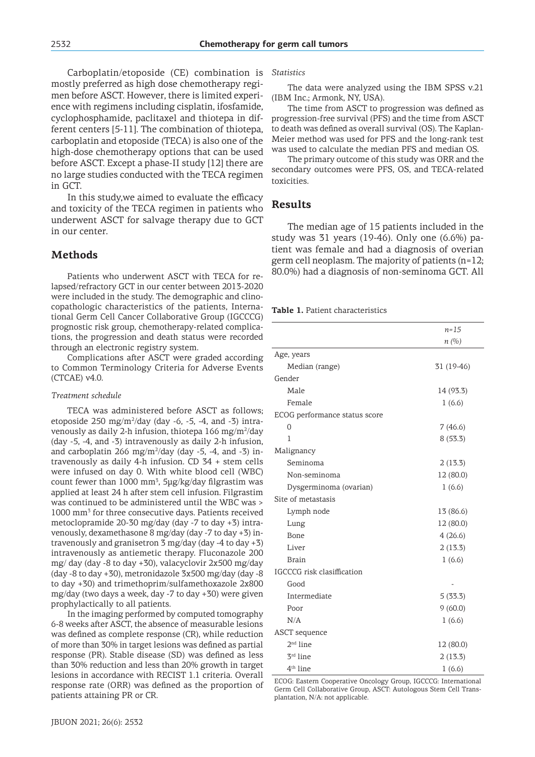Carboplatin/etoposide (CE) combination is mostly preferred as high dose chemotherapy regimen before ASCT. However, there is limited experience with regimens including cisplatin, ifosfamide, cyclophosphamide, paclitaxel and thiotepa in different centers [5-11]. The combination of thiotepa, carboplatin and etoposide (TECA) is also one of the high-dose chemotherapy options that can be used before ASCT. Except a phase-II study [12] there are no large studies conducted with the TECA regimen in GCT.

In this study,we aimed to evaluate the efficacy and toxicity of the TECA regimen in patients who underwent ASCT for salvage therapy due to GCT in our center.

## Methods

Patients who underwent ASCT with TECA for relapsed/refractory GCT in our center between 2013-2020 were included in the study. The demographic and clinocopathologic characteristics of the patients, International Germ Cell Cancer Collaborative Group (IGCCCG) prognostic risk group, chemotherapy-related complications, the progression and death status were recorded through an electronic registry system.

Complications after ASCT were graded according to Common Terminology Criteria for Adverse Events (CTCAE) v4.0.

### *Treatment schedule*

TECA was administered before ASCT as follows; etoposide 250 mg/m$^2$/day (day -6, -5, -4, and -3) intravenously as daily 2-h infusion, thiotepa 166 mg/m$^2$/day (day -5, -4, and -3) intravenously as daily 2-h infusion, and carboplatin 266 mg/m$^2$/day (day -5, -4, and -3) intravenously as daily 4-h infusion. CD 34 + stem cells were infused on day 0. With white blood cell (WBC) count fewer than 1000 mm$^3$, 5µg/kg/day filgrastim was applied at least 24 h after stem cell infusion. Filgrastim was continued to be administered until the WBC was > 1000 mm$^3$ for three consecutive days. Patients received metoclopramide 20-30 mg/day (day -7 to day +3) intravenously, dexamethasone 8 mg/day (day -7 to day +3) intravenously and granisetron 3 mg/day (day -4 to day +3) intravenously as antiemetic therapy. Fluconazole 200 mg/ day (day -8 to day +30), valacyclovir 2x500 mg/day (day -8 to day +30), metronidazole 3x500 mg/day (day -8 to day +30) and trimethoprim/sulfamethoxazole 2x800 mg/day (two days a week, day -7 to day +30) were given prophylactically to all patients.

In the imaging performed by computed tomography 6-8 weeks after ASCT, the absence of measurable lesions was defined as complete response (CR), while reduction of more than 30% in target lesions was defined as partial response (PR). Stable disease (SD) was defined as less than 30% reduction and less than 20% growth in target lesions in accordance with RECIST 1.1 criteria. Overall response rate (ORR) was defined as the proportion of patients attaining PR or CR.

### *Statistics*

The data were analyzed using the IBM SPSS v.21 (IBM Inc.; Armonk, NY, USA).

The time from ASCT to progression was defined as progression-free survival (PFS) and the time from ASCT to death was defined as overall survival (OS). The Kaplan-Meier method was used for PFS and the long-rank test was used to calculate the median PFS and median OS.

The primary outcome of this study was ORR and the secondary outcomes were PFS, OS, and TECA-related toxicities.

## Results

The median age of 15 patients included in the study was 31 years (19-46). Only one (6.6%) patient was female and had a diagnosis of overian germ cell neoplasm. The majority of patients (n=12; 80.0%) had a diagnosis of non-seminoma GCT. All

**Table 1.** Patient characteristics

| | *n=15* *n (%)* |
|---|---|
| Age, years | |
| Median (range) | 31 (19-46) |
| Gender | |
| Male | 14 (93.3) |
| Female | 1 (6.6) |
| ECOG performance status score | |
| 0 | 7 (46.6) |
| 1 | 8 (53.3) |
| Malignancy | |
| Seminoma | 2 (13.3) |
| Non-seminoma | 12 (80.0) |
| Dysgerminoma (ovarian) | 1 (6.6) |
| Site of metastasis | |
| Lymph node | 13 (86.6) |
| Lung | 12 (80.0) |
| Bone | 4 (26.6) |
| Liver | 2 (13.3) |
| Brain | 1 (6.6) |
| IGCCCG risk classification | |
| Good | - |
| Intermediate | 5 (33.3) |
| Poor | 9 (60.0) |
| N/A | 1 (6.6) |
| ASCT sequence | |
| 2nd line | 12 (80.0) |
| 3rd line | 2 (13.3) |
| 4th line | 1 (6.6) |

ECOG: Eastern Cooperative Oncology Group, IGCCCG: International Germ Cell Collaborative Group, ASCT: Autologous Stem Cell Transplantation, N/A: not applicable.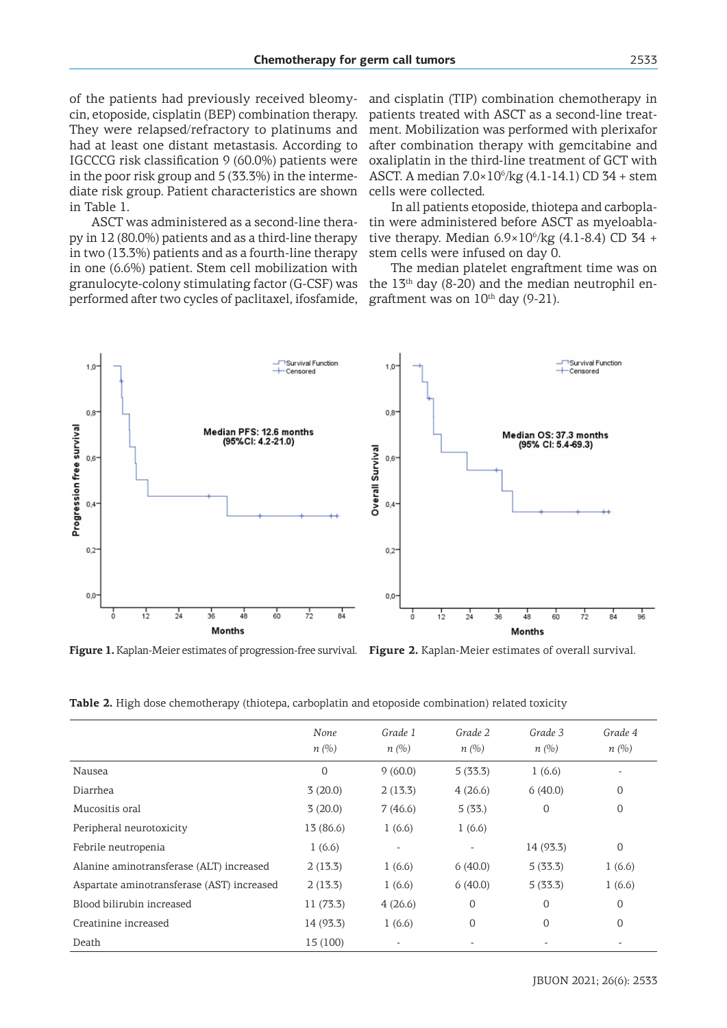of the patients had previously received bleomycin, etoposide, cisplatin (BEP) combination therapy. They were relapsed/refractory to platinums and had at least one distant metastasis. According to IGCCCG risk classification 9 (60.0%) patients were in the poor risk group and 5 (33.3%) in the intermediate risk group. Patient characteristics are shown in Table 1.

ASCT was administered as a second-line therapy in 12 (80.0%) patients and as a third-line therapy in two (13.3%) patients and as a fourth-line therapy in one (6.6%) patient. Stem cell mobilization with granulocyte-colony stimulating factor (G-CSF) was performed after two cycles of paclitaxel, ifosfamide, and cisplatin (TIP) combination chemotherapy in patients treated with ASCT as a second-line treatment. Mobilization was performed with plerixafor after combination therapy with gemcitabine and oxaliplatin in the third-line treatment of GCT with ASCT. A median $7.0 \times 10^6$/kg (4.1-14.1) CD 34 + stem cells were collected.

In all patients etoposide, thiotepa and carboplatin were administered before ASCT as myeloablative therapy. Median $6.9 \times 10^6$/kg (4.1-8.4) CD 34 + stem cells were infused on day 0.

The median platelet engraftment time was on the 13th day (8-20) and the median neutrophil engraftment was on 10th day (9-21).

**Figure 1.** Kaplan-Meier estimates of progression-free survival.

**Figure 2.** Kaplan-Meier estimates of overall survival.

**Table 2.** High dose chemotherapy (thiotepa, carboplatin and etoposide combination) related toxicity

| | *None* *n (%)* | *Grade 1* *n (%)* | *Grade 2* *n (%)* | *Grade 3* *n (%)* | *Grade 4* *n (%)* |
|---|---|---|---|---|---|
| Nausea | 0 | 9 (60.0) | 5 (33.3) | 1 (6.6) | - |
| Diarrhea | 3 (20.0) | 2 (13.3) | 4 (26.6) | 6 (40.0) | 0 |
| Mucositis oral | 3 (20.0) | 7 (46.6) | 5 (33.) | 0 | 0 |
| Peripheral neurotoxicity | 13 (86.6) | 1 (6.6) | 1 (6.6) | | |
| Febrile neutropenia | 1 (6.6) | - | - | 14 (93.3) | 0 |
| Alanine aminotransferase (ALT) increased | 2 (13.3) | 1 (6.6) | 6 (40.0) | 5 (33.3) | 1 (6.6) |
| Aspartate aminotransferase (AST) increased | 2 (13.3) | 1 (6.6) | 6 (40.0) | 5 (33.3) | 1 (6.6) |
| Blood bilirubin increased | 11 (73.3) | 4 (26.6) | 0 | 0 | 0 |
| Creatinine increased | 14 (93.3) | 1 (6.6) | 0 | 0 | 0 |
| Death | 15 (100) | - | - | - | - |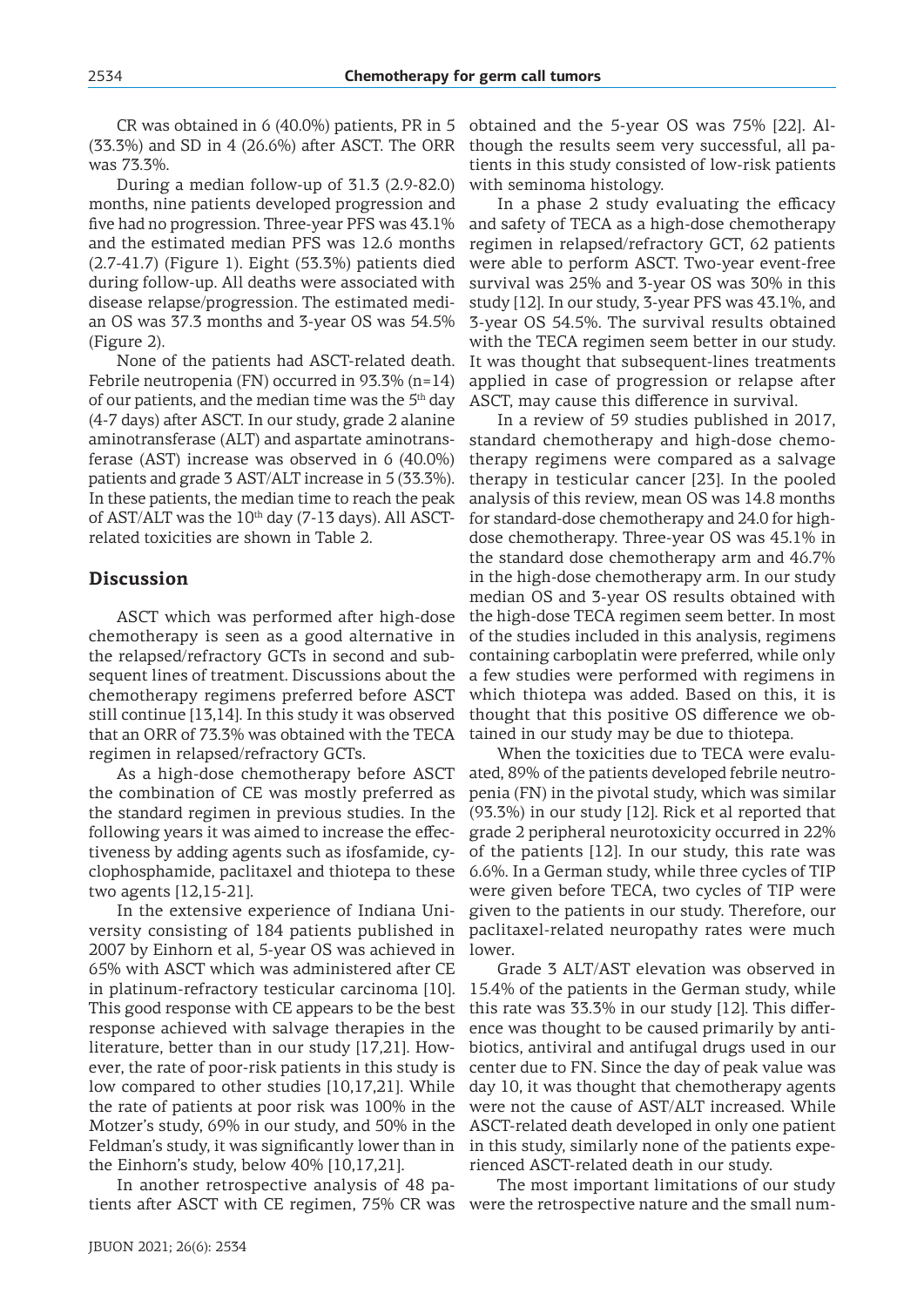CR was obtained in 6 (40.0%) patients, PR in 5 (33.3%) and SD in 4 (26.6%) after ASCT. The ORR was 73.3%.

During a median follow-up of 31.3 (2.9-82.0) months, nine patients developed progression and five had no progression. Three-year PFS was 43.1% and the estimated median PFS was 12.6 months (2.7-41.7) (Figure 1). Eight (53.3%) patients died during follow-up. All deaths were associated with disease relapse/progression. The estimated median OS was 37.3 months and 3-year OS was 54.5% (Figure 2).

None of the patients had ASCT-related death. Febrile neutropenia (FN) occurred in 93.3% (n=14) of our patients, and the median time was the 5[th] day (4-7 days) after ASCT. In our study, grade 2 alanine aminotransferase (ALT) and aspartate aminotransferase (AST) increase was observed in 6 (40.0%) patients and grade 3 AST/ALT increase in 5 (33.3%). In these patients, the median time to reach the peak of AST/ALT was the 10[th] day (7-13 days). All ASCT-related toxicities are shown in Table 2.

## Discussion

ASCT which was performed after high-dose chemotherapy is seen as a good alternative in the relapsed/refractory GCTs in second and subsequent lines of treatment. Discussions about the chemotherapy regimens preferred before ASCT still continue [13,14]. In this study it was observed that an ORR of 73.3% was obtained with the TECA regimen in relapsed/refractory GCTs.

As a high-dose chemotherapy before ASCT the combination of CE was mostly preferred as the standard regimen in previous studies. In the following years it was aimed to increase the effectiveness by adding agents such as ifosfamide, cyclophosphamide, paclitaxel and thiotepa to these two agents [12,15-21].

In the extensive experience of Indiana University consisting of 184 patients published in 2007 by Einhorn et al, 5-year OS was achieved in 65% with ASCT which was administered after CE in platinum-refractory testicular carcinoma [10]. This good response with CE appears to be the best response achieved with salvage therapies in the literature, better than in our study [17,21]. However, the rate of poor-risk patients in this study is low compared to other studies [10,17,21]. While the rate of patients at poor risk was 100% in the Motzer's study, 69% in our study, and 50% in the Feldman's study, it was significantly lower than in the Einhorn's study, below 40% [10,17,21].

In another retrospective analysis of 48 patients after ASCT with CE regimen, 75% CR was obtained and the 5-year OS was 75% [22]. Although the results seem very successful, all patients in this study consisted of low-risk patients with seminoma histology.

In a phase 2 study evaluating the efficacy and safety of TECA as a high-dose chemotherapy regimen in relapsed/refractory GCT, 62 patients were able to perform ASCT. Two-year event-free survival was 25% and 3-year OS was 30% in this study [12]. In our study, 3-year PFS was 43.1%, and 3-year OS 54.5%. The survival results obtained with the TECA regimen seem better in our study. It was thought that subsequent-lines treatments applied in case of progression or relapse after ASCT, may cause this difference in survival.

In a review of 59 studies published in 2017, standard chemotherapy and high-dose chemotherapy regimens were compared as a salvage therapy in testicular cancer [23]. In the pooled analysis of this review, mean OS was 14.8 months for standard-dose chemotherapy and 24.0 for high-dose chemotherapy. Three-year OS was 45.1% in the standard dose chemotherapy arm and 46.7% in the high-dose chemotherapy arm. In our study median OS and 3-year OS results obtained with the high-dose TECA regimen seem better. In most of the studies included in this analysis, regimens containing carboplatin were preferred, while only a few studies were performed with regimens in which thiotepa was added. Based on this, it is thought that this positive OS difference we obtained in our study may be due to thiotepa.

When the toxicities due to TECA were evaluated, 89% of the patients developed febrile neutropenia (FN) in the pivotal study, which was similar (93.3%) in our study [12]. Rick et al reported that grade 2 peripheral neurotoxicity occurred in 22% of the patients [12]. In our study, this rate was 6.6%. In a German study, while three cycles of TIP were given before TECA, two cycles of TIP were given to the patients in our study. Therefore, our paclitaxel-related neuropathy rates were much lower.

Grade 3 ALT/AST elevation was observed in 15.4% of the patients in the German study, while this rate was 33.3% in our study [12]. This difference was thought to be caused primarily by antibiotics, antiviral and antifugal drugs used in our center due to FN. Since the day of peak value was day 10, it was thought that chemotherapy agents were not the cause of AST/ALT increased. While ASCT-related death developed in only one patient in this study, similarly none of the patients experienced ASCT-related death in our study.

The most important limitations of our study were the retrospective nature and the small num-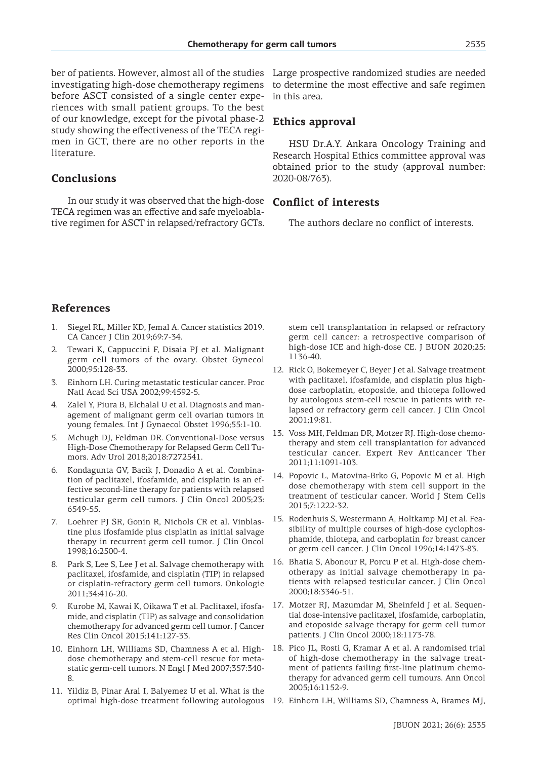ber of patients. However, almost all of the studies investigating high-dose chemotherapy regimens before ASCT consisted of a single center experiences with small patient groups. To the best of our knowledge, except for the pivotal phase-2 study showing the effectiveness of the TECA regimen in GCT, there are no other reports in the literature.

## Conclusions

In our study it was observed that the high-dose TECA regimen was an effective and safe myeloablative regimen for ASCT in relapsed/refractory GCTs. Large prospective randomized studies are needed to determine the most effective and safe regimen in this area.

## Ethics approval

HSU Dr.A.Y. Ankara Oncology Training and Research Hospital Ethics committee approval was obtained prior to the study (approval number: 2020-08/763).

## Conflict of interests

The authors declare no conflict of interests.

## References

1. Siegel RL, Miller KD, Jemal A. Cancer statistics 2019. CA Cancer J Clin 2019;69:7-34.
2. Tewari K, Cappuccini F, Disaia PJ et al. Malignant germ cell tumors of the ovary. Obstet Gynecol 2000;95:128-33.
3. Einhorn LH. Curing metastatic testicular cancer. Proc Natl Acad Sci USA 2002;99:4592-5.
4. Zalel Y, Piura B, Elchalal U et al. Diagnosis and management of malignant germ cell ovarian tumors in young females. Int J Gynaecol Obstet 1996;55:1-10.
5. Mchugh DJ, Feldman DR. Conventional-Dose versus High-Dose Chemotherapy for Relapsed Germ Cell Tumors. Adv Urol 2018;2018:7272541.
6. Kondagunta GV, Bacik J, Donadio A et al. Combination of paclitaxel, ifosfamide, and cisplatin is an effective second-line therapy for patients with relapsed testicular germ cell tumors. J Clin Oncol 2005;23: 6549-55.
7. Loehrer PJ SR, Gonin R, Nichols CR et al. Vinblastine plus ifosfamide plus cisplatin as initial salvage therapy in recurrent germ cell tumor. J Clin Oncol 1998;16:2500-4.
8. Park S, Lee S, Lee J et al. Salvage chemotherapy with paclitaxel, ifosfamide, and cisplatin (TIP) in relapsed or cisplatin-refractory germ cell tumors. Onkologie 2011;34:416-20.
9. Kurobe M, Kawai K, Oikawa T et al. Paclitaxel, ifosfamide, and cisplatin (TIP) as salvage and consolidation chemotherapy for advanced germ cell tumor. J Cancer Res Clin Oncol 2015;141:127-33.
10. Einhorn LH, Williams SD, Chamness A et al. High-dose chemotherapy and stem-cell rescue for metastatic germ-cell tumors. N Engl J Med 2007;357:340-8.
11. Yildiz B, Pinar Aral I, Balyemez U et al. What is the optimal high-dose treatment following autologous stem cell transplantation in relapsed or refractory germ cell cancer: a retrospective comparison of high-dose ICE and high-dose CE. J BUON 2020;25: 1136-40.
12. Rick O, Bokemeyer C, Beyer J et al. Salvage treatment with paclitaxel, ifosfamide, and cisplatin plus high-dose carboplatin, etoposide, and thiotepa followed by autologous stem-cell rescue in patients with relapsed or refractory germ cell cancer. J Clin Oncol 2001;19:81.
13. Voss MH, Feldman DR, Motzer RJ. High-dose chemotherapy and stem cell transplantation for advanced testicular cancer. Expert Rev Anticancer Ther 2011;11:1091-103.
14. Popovic L, Matovina-Brko G, Popovic M et al. High dose chemotherapy with stem cell support in the treatment of testicular cancer. World J Stem Cells 2015;7:1222-32.
15. Rodenhuis S, Westermann A, Holtkamp MJ et al. Feasibility of multiple courses of high-dose cyclophosphamide, thiotepa, and carboplatin for breast cancer or germ cell cancer. J Clin Oncol 1996;14:1473-83.
16. Bhatia S, Abonour R, Porcu P et al. High-dose chemotherapy as initial salvage chemotherapy in patients with relapsed testicular cancer. J Clin Oncol 2000;18:3346-51.
17. Motzer RJ, Mazumdar M, Sheinfeld J et al. Sequential dose-intensive paclitaxel, ifosfamide, carboplatin, and etoposide salvage therapy for germ cell tumor patients. J Clin Oncol 2000;18:1173-78.
18. Pico JL, Rosti G, Kramar A et al. A randomised trial of high-dose chemotherapy in the salvage treatment of patients failing first-line platinum chemotherapy for advanced germ cell tumours. Ann Oncol 2005;16:1152-9.
19. Einhorn LH, Williams SD, Chamness A, Brames MJ,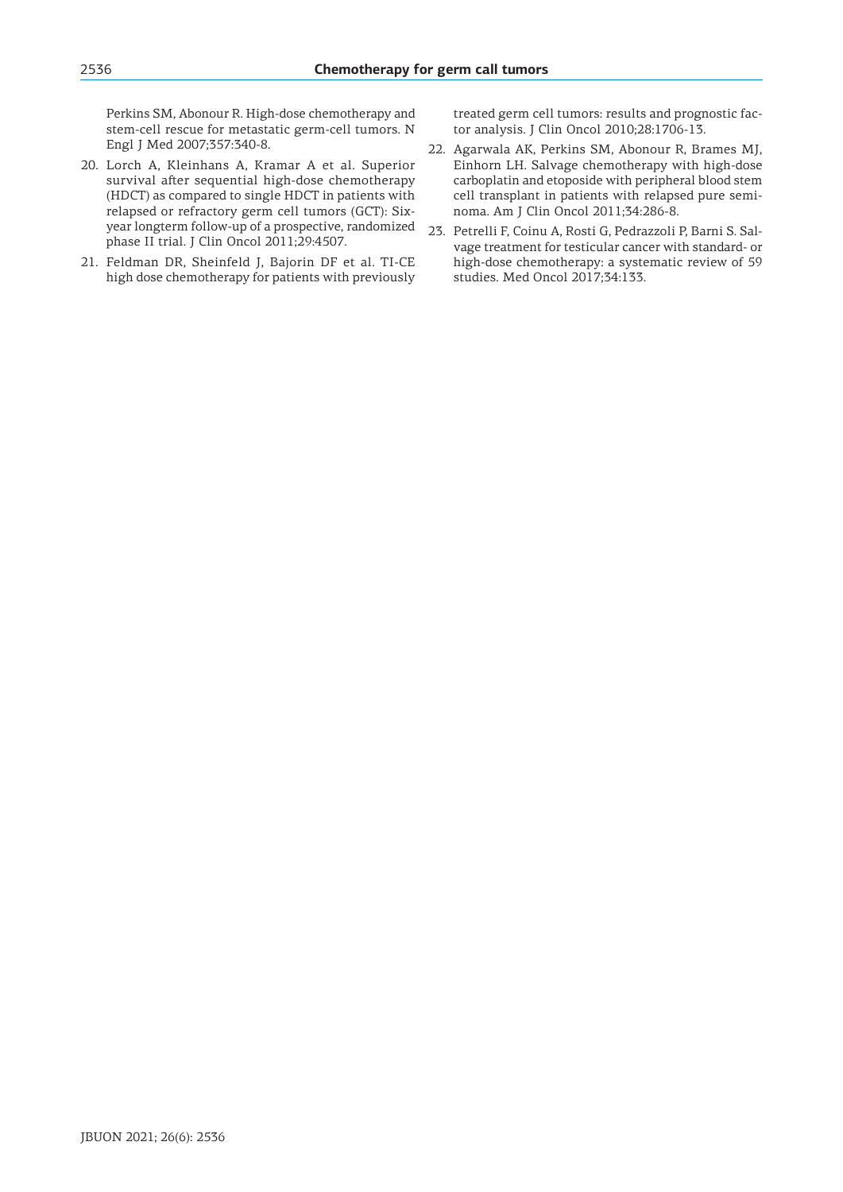Perkins SM, Abonour R. High-dose chemotherapy and stem-cell rescue for metastatic germ-cell tumors. N Engl J Med 2007;357:340-8.

20. Lorch A, Kleinhans A, Kramar A et al. Superior survival after sequential high-dose chemotherapy (HDCT) as compared to single HDCT in patients with relapsed or refractory germ cell tumors (GCT): Six-year longterm follow-up of a prospective, randomized phase II trial. J Clin Oncol 2011;29:4507.
21. Feldman DR, Sheinfeld J, Bajorin DF et al. TI-CE high dose chemotherapy for patients with previously treated germ cell tumors: results and prognostic factor analysis. J Clin Oncol 2010;28:1706-13.
22. Agarwala AK, Perkins SM, Abonour R, Brames MJ, Einhorn LH. Salvage chemotherapy with high-dose carboplatin and etoposide with peripheral blood stem cell transplant in patients with relapsed pure seminoma. Am J Clin Oncol 2011;34:286-8.
23. Petrelli F, Coinu A, Rosti G, Pedrazzoli P, Barni S. Salvage treatment for testicular cancer with standard- or high-dose chemotherapy: a systematic review of 59 studies. Med Oncol 2017;34:133.